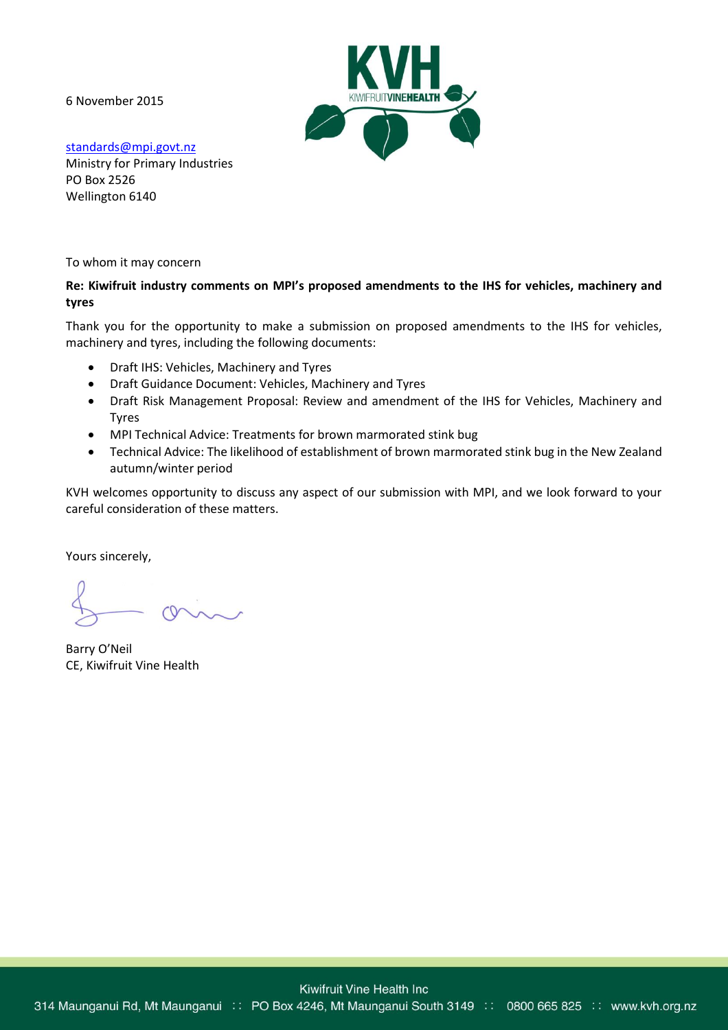6 November 2015

standards@mpi.govt.nz
Ministry for Primary Industries
PO Box 2526
Wellington 6140

To whom it may concern

**Re: Kiwifruit industry comments on MPI's proposed amendments to the IHS for vehicles, machinery and tyres**

Thank you for the opportunity to make a submission on proposed amendments to the IHS for vehicles, machinery and tyres, including the following documents:

- Draft IHS: Vehicles, Machinery and Tyres
- Draft Guidance Document: Vehicles, Machinery and Tyres
- Draft Risk Management Proposal: Review and amendment of the IHS for Vehicles, Machinery and Tyres
- MPI Technical Advice: Treatments for brown marmorated stink bug
- Technical Advice: The likelihood of establishment of brown marmorated stink bug in the New Zealand autumn/winter period

KVH welcomes opportunity to discuss any aspect of our submission with MPI, and we look forward to your careful consideration of these matters.

Yours sincerely,

Barry O'Neil
CE, Kiwifruit Vine Health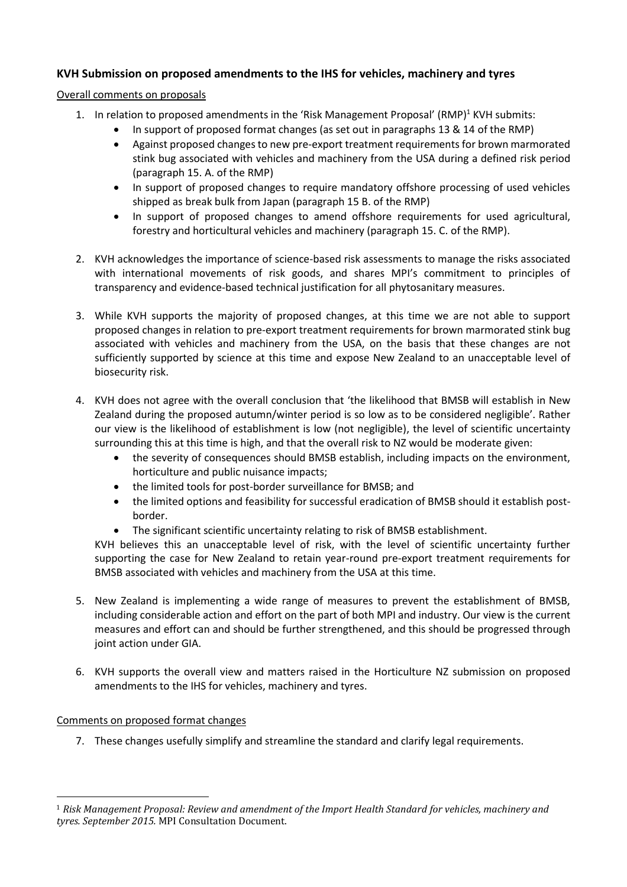**KVH Submission on proposed amendments to the IHS for vehicles, machinery and tyres**

Overall comments on proposals

1. In relation to proposed amendments in the 'Risk Management Proposal' (RMP)[1] KVH submits:
   - In support of proposed format changes (as set out in paragraphs 13 & 14 of the RMP)
   - Against proposed changes to new pre-export treatment requirements for brown marmorated stink bug associated with vehicles and machinery from the USA during a defined risk period (paragraph 15. A. of the RMP)
   - In support of proposed changes to require mandatory offshore processing of used vehicles shipped as break bulk from Japan (paragraph 15 B. of the RMP)
   - In support of proposed changes to amend offshore requirements for used agricultural, forestry and horticultural vehicles and machinery (paragraph 15. C. of the RMP).

2. KVH acknowledges the importance of science-based risk assessments to manage the risks associated with international movements of risk goods, and shares MPI's commitment to principles of transparency and evidence-based technical justification for all phytosanitary measures.

3. While KVH supports the majority of proposed changes, at this time we are not able to support proposed changes in relation to pre-export treatment requirements for brown marmorated stink bug associated with vehicles and machinery from the USA, on the basis that these changes are not sufficiently supported by science at this time and expose New Zealand to an unacceptable level of biosecurity risk.

4. KVH does not agree with the overall conclusion that 'the likelihood that BMSB will establish in New Zealand during the proposed autumn/winter period is so low as to be considered negligible'. Rather our view is the likelihood of establishment is low (not negligible), the level of scientific uncertainty surrounding this at this time is high, and that the overall risk to NZ would be moderate given:
   - the severity of consequences should BMSB establish, including impacts on the environment, horticulture and public nuisance impacts;
   - the limited tools for post-border surveillance for BMSB; and
   - the limited options and feasibility for successful eradication of BMSB should it establish post-border.
   - The significant scientific uncertainty relating to risk of BMSB establishment.

   KVH believes this an unacceptable level of risk, with the level of scientific uncertainty further supporting the case for New Zealand to retain year-round pre-export treatment requirements for BMSB associated with vehicles and machinery from the USA at this time.

5. New Zealand is implementing a wide range of measures to prevent the establishment of BMSB, including considerable action and effort on the part of both MPI and industry. Our view is the current measures and effort can and should be further strengthened, and this should be progressed through joint action under GIA.

6. KVH supports the overall view and matters raised in the Horticulture NZ submission on proposed amendments to the IHS for vehicles, machinery and tyres.

Comments on proposed format changes

7. These changes usefully simplify and streamline the standard and clarify legal requirements.

---

[1] *Risk Management Proposal: Review and amendment of the Import Health Standard for vehicles, machinery and tyres. September 2015.* MPI Consultation Document.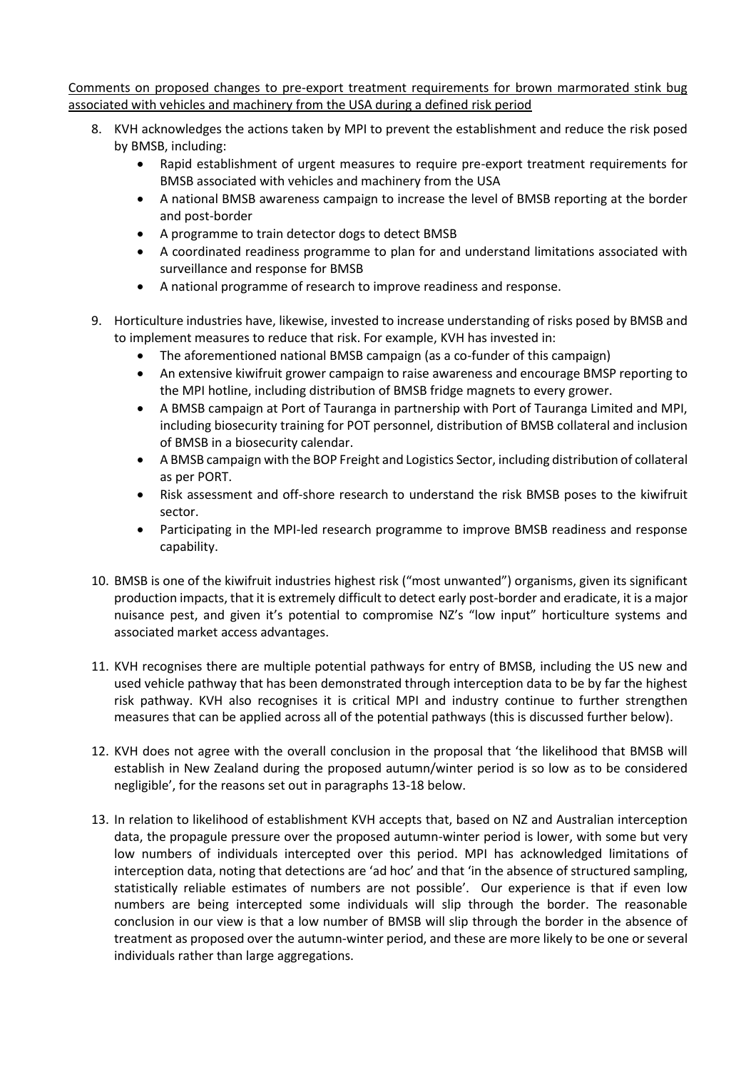Comments on proposed changes to pre-export treatment requirements for brown marmorated stink bug associated with vehicles and machinery from the USA during a defined risk period

8. KVH acknowledges the actions taken by MPI to prevent the establishment and reduce the risk posed by BMSB, including:
   - Rapid establishment of urgent measures to require pre-export treatment requirements for BMSB associated with vehicles and machinery from the USA
   - A national BMSB awareness campaign to increase the level of BMSB reporting at the border and post-border
   - A programme to train detector dogs to detect BMSB
   - A coordinated readiness programme to plan for and understand limitations associated with surveillance and response for BMSB
   - A national programme of research to improve readiness and response.

9. Horticulture industries have, likewise, invested to increase understanding of risks posed by BMSB and to implement measures to reduce that risk. For example, KVH has invested in:
   - The aforementioned national BMSB campaign (as a co-funder of this campaign)
   - An extensive kiwifruit grower campaign to raise awareness and encourage BMSP reporting to the MPI hotline, including distribution of BMSB fridge magnets to every grower.
   - A BMSB campaign at Port of Tauranga in partnership with Port of Tauranga Limited and MPI, including biosecurity training for POT personnel, distribution of BMSB collateral and inclusion of BMSB in a biosecurity calendar.
   - A BMSB campaign with the BOP Freight and Logistics Sector, including distribution of collateral as per PORT.
   - Risk assessment and off-shore research to understand the risk BMSB poses to the kiwifruit sector.
   - Participating in the MPI-led research programme to improve BMSB readiness and response capability.

10. BMSB is one of the kiwifruit industries highest risk ("most unwanted") organisms, given its significant production impacts, that it is extremely difficult to detect early post-border and eradicate, it is a major nuisance pest, and given it's potential to compromise NZ's "low input" horticulture systems and associated market access advantages.

11. KVH recognises there are multiple potential pathways for entry of BMSB, including the US new and used vehicle pathway that has been demonstrated through interception data to be by far the highest risk pathway. KVH also recognises it is critical MPI and industry continue to further strengthen measures that can be applied across all of the potential pathways (this is discussed further below).

12. KVH does not agree with the overall conclusion in the proposal that 'the likelihood that BMSB will establish in New Zealand during the proposed autumn/winter period is so low as to be considered negligible', for the reasons set out in paragraphs 13-18 below.

13. In relation to likelihood of establishment KVH accepts that, based on NZ and Australian interception data, the propagule pressure over the proposed autumn-winter period is lower, with some but very low numbers of individuals intercepted over this period. MPI has acknowledged limitations of interception data, noting that detections are 'ad hoc' and that 'in the absence of structured sampling, statistically reliable estimates of numbers are not possible'. Our experience is that if even low numbers are being intercepted some individuals will slip through the border. The reasonable conclusion in our view is that a low number of BMSB will slip through the border in the absence of treatment as proposed over the autumn-winter period, and these are more likely to be one or several individuals rather than large aggregations.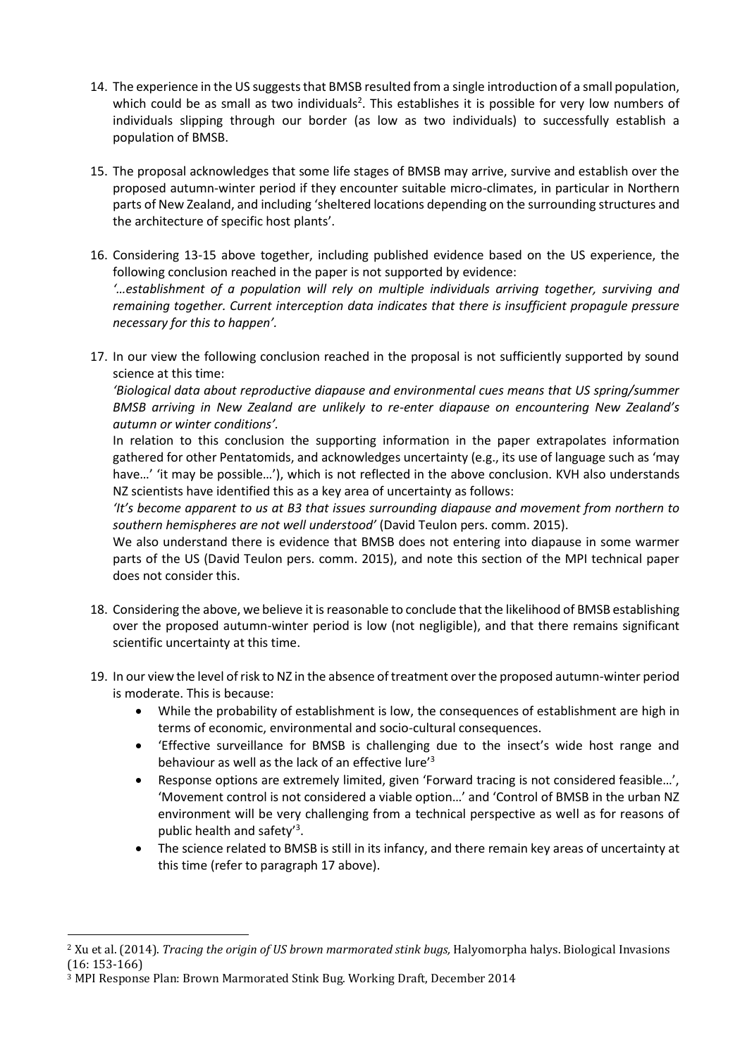14. The experience in the US suggests that BMSB resulted from a single introduction of a small population, which could be as small as two individuals[2]. This establishes it is possible for very low numbers of individuals slipping through our border (as low as two individuals) to successfully establish a population of BMSB.

15. The proposal acknowledges that some life stages of BMSB may arrive, survive and establish over the proposed autumn-winter period if they encounter suitable micro-climates, in particular in Northern parts of New Zealand, and including 'sheltered locations depending on the surrounding structures and the architecture of specific host plants'.

16. Considering 13-15 above together, including published evidence based on the US experience, the following conclusion reached in the paper is not supported by evidence:
*'…establishment of a population will rely on multiple individuals arriving together, surviving and remaining together. Current interception data indicates that there is insufficient propagule pressure necessary for this to happen'.*

17. In our view the following conclusion reached in the proposal is not sufficiently supported by sound science at this time:
*'Biological data about reproductive diapause and environmental cues means that US spring/summer BMSB arriving in New Zealand are unlikely to re-enter diapause on encountering New Zealand's autumn or winter conditions'.*
In relation to this conclusion the supporting information in the paper extrapolates information gathered for other Pentatomids, and acknowledges uncertainty (e.g., its use of language such as 'may have…' 'it may be possible…'), which is not reflected in the above conclusion. KVH also understands NZ scientists have identified this as a key area of uncertainty as follows:
*'It's become apparent to us at B3 that issues surrounding diapause and movement from northern to southern hemispheres are not well understood'* (David Teulon pers. comm. 2015).
We also understand there is evidence that BMSB does not entering into diapause in some warmer parts of the US (David Teulon pers. comm. 2015), and note this section of the MPI technical paper does not consider this.

18. Considering the above, we believe it is reasonable to conclude that the likelihood of BMSB establishing over the proposed autumn-winter period is low (not negligible), and that there remains significant scientific uncertainty at this time.

19. In our view the level of risk to NZ in the absence of treatment over the proposed autumn-winter period is moderate. This is because:
    - While the probability of establishment is low, the consequences of establishment are high in terms of economic, environmental and socio-cultural consequences.
    - 'Effective surveillance for BMSB is challenging due to the insect's wide host range and behaviour as well as the lack of an effective lure'[3]
    - Response options are extremely limited, given 'Forward tracing is not considered feasible…', 'Movement control is not considered a viable option…' and 'Control of BMSB in the urban NZ environment will be very challenging from a technical perspective as well as for reasons of public health and safety'[3].
    - The science related to BMSB is still in its infancy, and there remain key areas of uncertainty at this time (refer to paragraph 17 above).

---

[2] Xu et al. (2014). *Tracing the origin of US brown marmorated stink bugs,* Halyomorpha halys. Biological Invasions (16: 153-166)

[3] MPI Response Plan: Brown Marmorated Stink Bug. Working Draft, December 2014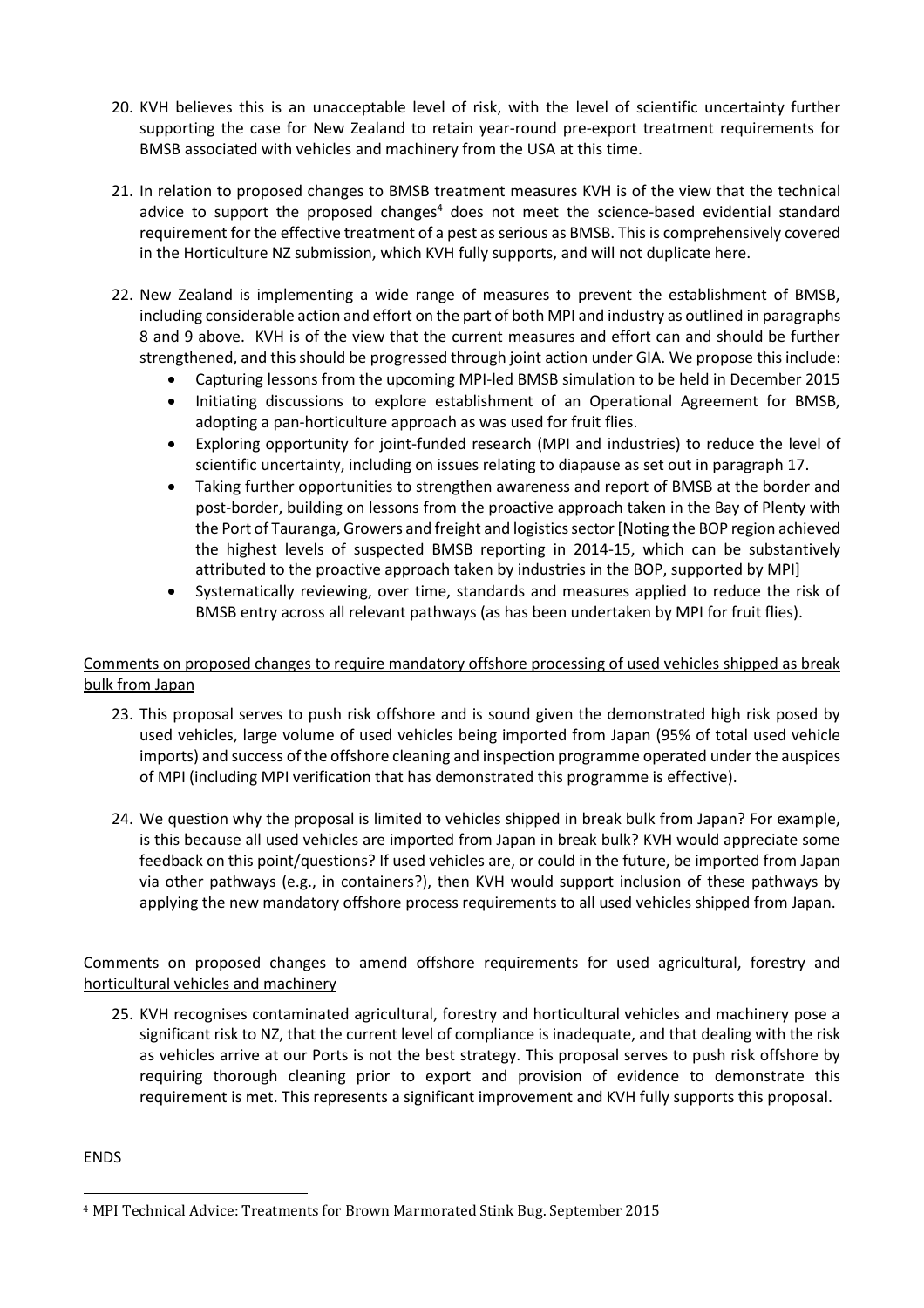20. KVH believes this is an unacceptable level of risk, with the level of scientific uncertainty further supporting the case for New Zealand to retain year-round pre-export treatment requirements for BMSB associated with vehicles and machinery from the USA at this time.

21. In relation to proposed changes to BMSB treatment measures KVH is of the view that the technical advice to support the proposed changes[4] does not meet the science-based evidential standard requirement for the effective treatment of a pest as serious as BMSB. This is comprehensively covered in the Horticulture NZ submission, which KVH fully supports, and will not duplicate here.

22. New Zealand is implementing a wide range of measures to prevent the establishment of BMSB, including considerable action and effort on the part of both MPI and industry as outlined in paragraphs 8 and 9 above. KVH is of the view that the current measures and effort can and should be further strengthened, and this should be progressed through joint action under GIA. We propose this include:
    - Capturing lessons from the upcoming MPI-led BMSB simulation to be held in December 2015
    - Initiating discussions to explore establishment of an Operational Agreement for BMSB, adopting a pan-horticulture approach as was used for fruit flies.
    - Exploring opportunity for joint-funded research (MPI and industries) to reduce the level of scientific uncertainty, including on issues relating to diapause as set out in paragraph 17.
    - Taking further opportunities to strengthen awareness and report of BMSB at the border and post-border, building on lessons from the proactive approach taken in the Bay of Plenty with the Port of Tauranga, Growers and freight and logistics sector [Noting the BOP region achieved the highest levels of suspected BMSB reporting in 2014-15, which can be substantively attributed to the proactive approach taken by industries in the BOP, supported by MPI]
    - Systematically reviewing, over time, standards and measures applied to reduce the risk of BMSB entry across all relevant pathways (as has been undertaken by MPI for fruit flies).

<u>Comments on proposed changes to require mandatory offshore processing of used vehicles shipped as break bulk from Japan</u>

23. This proposal serves to push risk offshore and is sound given the demonstrated high risk posed by used vehicles, large volume of used vehicles being imported from Japan (95% of total used vehicle imports) and success of the offshore cleaning and inspection programme operated under the auspices of MPI (including MPI verification that has demonstrated this programme is effective).

24. We question why the proposal is limited to vehicles shipped in break bulk from Japan? For example, is this because all used vehicles are imported from Japan in break bulk? KVH would appreciate some feedback on this point/questions? If used vehicles are, or could in the future, be imported from Japan via other pathways (e.g., in containers?), then KVH would support inclusion of these pathways by applying the new mandatory offshore process requirements to all used vehicles shipped from Japan.

<u>Comments on proposed changes to amend offshore requirements for used agricultural, forestry and horticultural vehicles and machinery</u>

25. KVH recognises contaminated agricultural, forestry and horticultural vehicles and machinery pose a significant risk to NZ, that the current level of compliance is inadequate, and that dealing with the risk as vehicles arrive at our Ports is not the best strategy. This proposal serves to push risk offshore by requiring thorough cleaning prior to export and provision of evidence to demonstrate this requirement is met. This represents a significant improvement and KVH fully supports this proposal.

ENDS

[4] MPI Technical Advice: Treatments for Brown Marmorated Stink Bug. September 2015